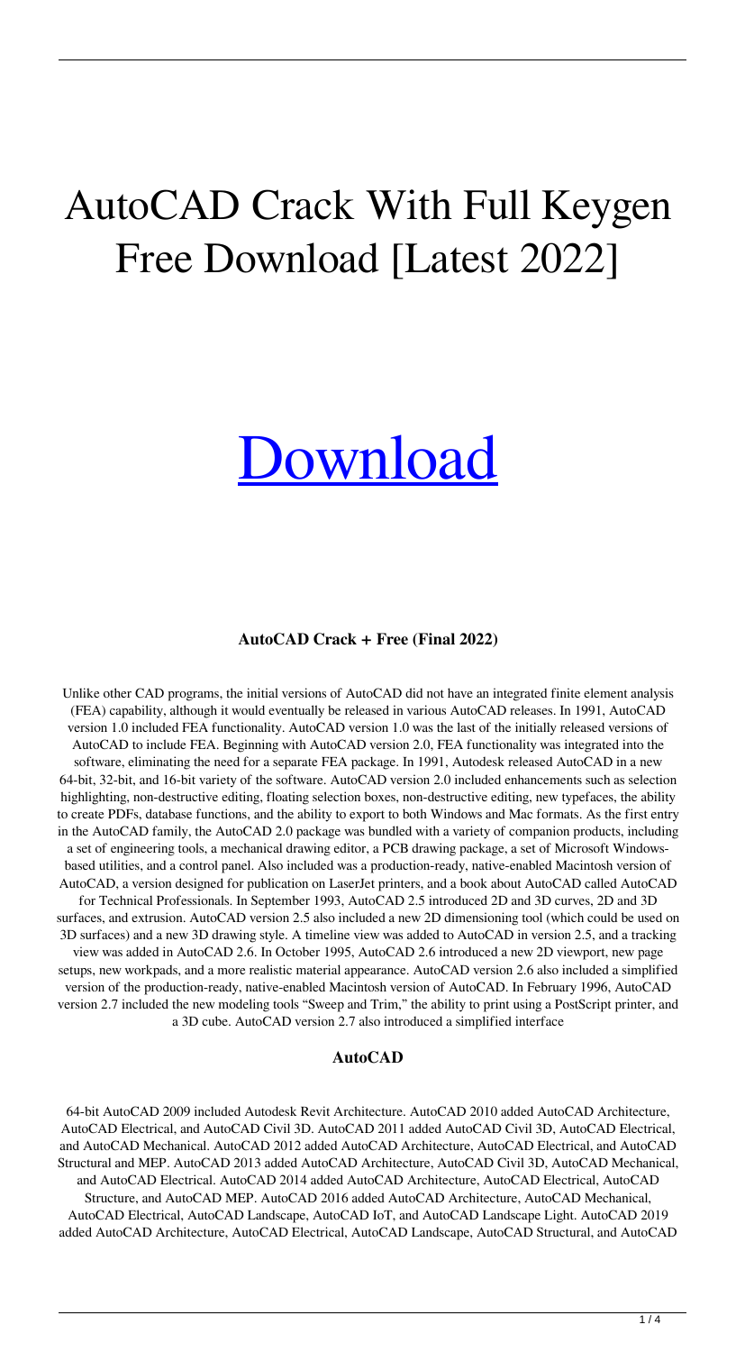# AutoCAD Crack With Full Keygen Free Download [Latest 2022]

[Download](#)

### AutoCAD Crack + Free (Final 2022)

Unlike other CAD programs, the initial versions of AutoCAD did not have an integrated finite element analysis (FEA) capability, although it would eventually be released in various AutoCAD releases. In 1991, AutoCAD version 1.0 included FEA functionality. AutoCAD version 1.0 was the last of the initially released versions of AutoCAD to include FEA. Beginning with AutoCAD version 2.0, FEA functionality was integrated into the software, eliminating the need for a separate FEA package. In 1991, Autodesk released AutoCAD in a new 64-bit, 32-bit, and 16-bit variety of the software. AutoCAD version 2.0 included enhancements such as selection highlighting, non-destructive editing, floating selection boxes, non-destructive editing, new typefaces, the ability to create PDFs, database functions, and the ability to export to both Windows and Mac formats. As the first entry in the AutoCAD family, the AutoCAD 2.0 package was bundled with a variety of companion products, including a set of engineering tools, a mechanical drawing editor, a PCB drawing package, a set of Microsoft Windows-based utilities, and a control panel. Also included was a production-ready, native-enabled Macintosh version of AutoCAD, a version designed for publication on LaserJet printers, and a book about AutoCAD called AutoCAD for Technical Professionals. In September 1993, AutoCAD 2.5 introduced 2D and 3D curves, 2D and 3D surfaces, and extrusion. AutoCAD version 2.5 also included a new 2D dimensioning tool (which could be used on 3D surfaces) and a new 3D drawing style. A timeline view was added to AutoCAD in version 2.5, and a tracking view was added in AutoCAD 2.6. In October 1995, AutoCAD 2.6 introduced a new 2D viewport, new page setups, new workpads, and a more realistic material appearance. AutoCAD version 2.6 also included a simplified version of the production-ready, native-enabled Macintosh version of AutoCAD. In February 1996, AutoCAD version 2.7 included the new modeling tools "Sweep and Trim," the ability to print using a PostScript printer, and a 3D cube. AutoCAD version 2.7 also introduced a simplified interface

### AutoCAD

64-bit AutoCAD 2009 included Autodesk Revit Architecture. AutoCAD 2010 added AutoCAD Architecture, AutoCAD Electrical, and AutoCAD Civil 3D. AutoCAD 2011 added AutoCAD Civil 3D, AutoCAD Electrical, and AutoCAD Mechanical. AutoCAD 2012 added AutoCAD Architecture, AutoCAD Electrical, and AutoCAD Structural and MEP. AutoCAD 2013 added AutoCAD Architecture, AutoCAD Civil 3D, AutoCAD Mechanical, and AutoCAD Electrical. AutoCAD 2014 added AutoCAD Architecture, AutoCAD Electrical, AutoCAD Structure, and AutoCAD MEP. AutoCAD 2016 added AutoCAD Architecture, AutoCAD Mechanical, AutoCAD Electrical, AutoCAD Landscape, AutoCAD IoT, and AutoCAD Landscape Light. AutoCAD 2019 added AutoCAD Architecture, AutoCAD Electrical, AutoCAD Landscape, AutoCAD Structural, and AutoCAD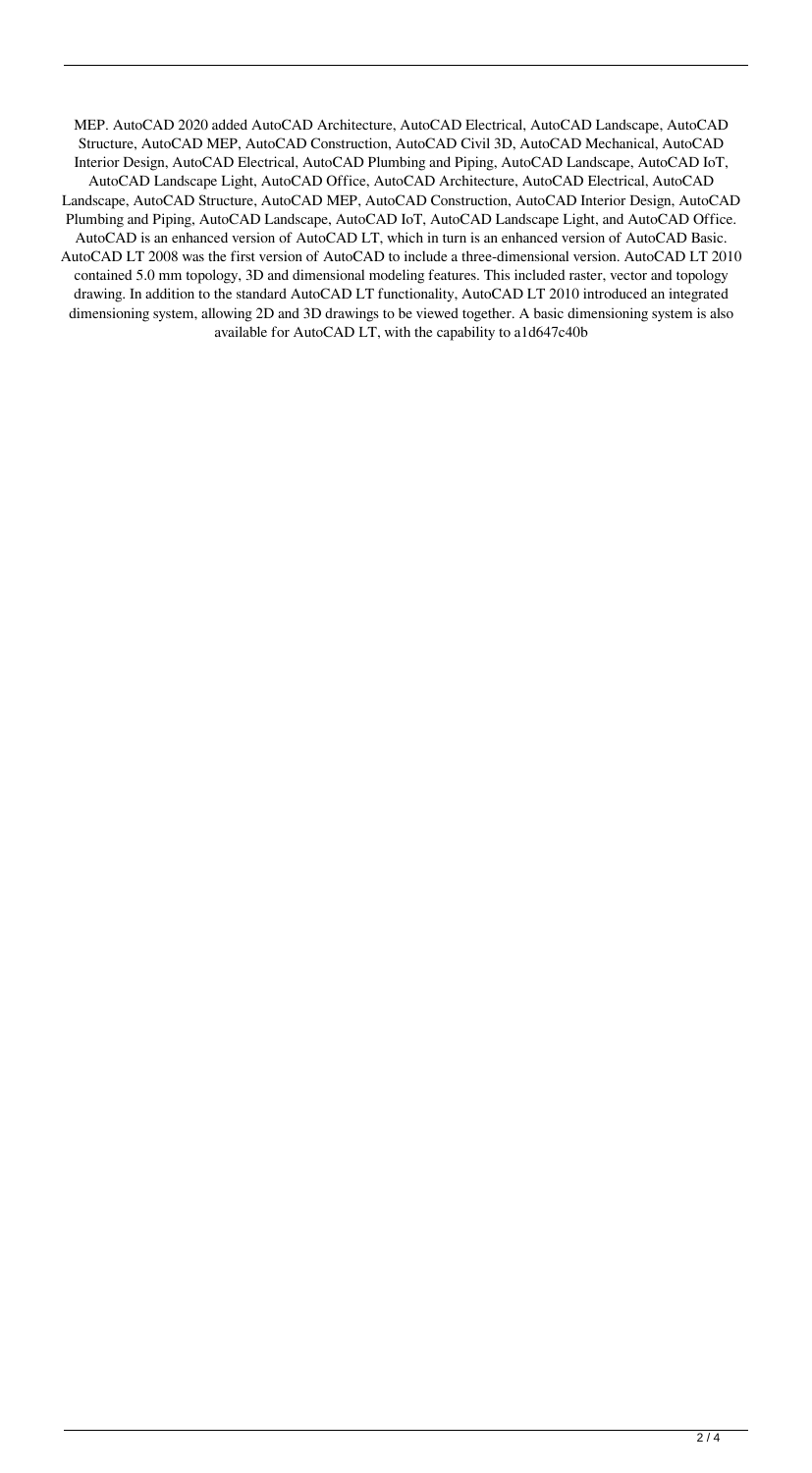MEP. AutoCAD 2020 added AutoCAD Architecture, AutoCAD Electrical, AutoCAD Landscape, AutoCAD Structure, AutoCAD MEP, AutoCAD Construction, AutoCAD Civil 3D, AutoCAD Mechanical, AutoCAD Interior Design, AutoCAD Electrical, AutoCAD Plumbing and Piping, AutoCAD Landscape, AutoCAD IoT, AutoCAD Landscape Light, AutoCAD Office, AutoCAD Architecture, AutoCAD Electrical, AutoCAD Landscape, AutoCAD Structure, AutoCAD MEP, AutoCAD Construction, AutoCAD Interior Design, AutoCAD Plumbing and Piping, AutoCAD Landscape, AutoCAD IoT, AutoCAD Landscape Light, and AutoCAD Office. AutoCAD is an enhanced version of AutoCAD LT, which in turn is an enhanced version of AutoCAD Basic. AutoCAD LT 2008 was the first version of AutoCAD to include a three-dimensional version. AutoCAD LT 2010 contained 5.0 mm topology, 3D and dimensional modeling features. This included raster, vector and topology drawing. In addition to the standard AutoCAD LT functionality, AutoCAD LT 2010 introduced an integrated dimensioning system, allowing 2D and 3D drawings to be viewed together. A basic dimensioning system is also available for AutoCAD LT, with the capability to a1d647c40b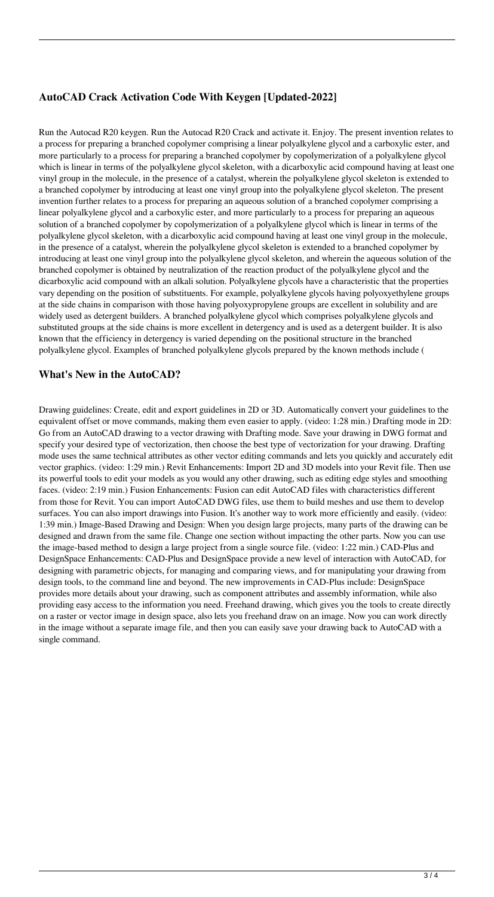## AutoCAD Crack Activation Code With Keygen [Updated-2022]

Run the Autocad R20 keygen. Run the Autocad R20 Crack and activate it. Enjoy. The present invention relates to a process for preparing a branched copolymer comprising a linear polyalkylene glycol and a carboxylic ester, and more particularly to a process for preparing a branched copolymer by copolymerization of a polyalkylene glycol which is linear in terms of the polyalkylene glycol skeleton, with a dicarboxylic acid compound having at least one vinyl group in the molecule, in the presence of a catalyst, wherein the polyalkylene glycol skeleton is extended to a branched copolymer by introducing at least one vinyl group into the polyalkylene glycol skeleton. The present invention further relates to a process for preparing an aqueous solution of a branched copolymer comprising a linear polyalkylene glycol and a carboxylic ester, and more particularly to a process for preparing an aqueous solution of a branched copolymer by copolymerization of a polyalkylene glycol which is linear in terms of the polyalkylene glycol skeleton, with a dicarboxylic acid compound having at least one vinyl group in the molecule, in the presence of a catalyst, wherein the polyalkylene glycol skeleton is extended to a branched copolymer by introducing at least one vinyl group into the polyalkylene glycol skeleton, and wherein the aqueous solution of the branched copolymer is obtained by neutralization of the reaction product of the polyalkylene glycol and the dicarboxylic acid compound with an alkali solution. Polyalkylene glycols have a characteristic that the properties vary depending on the position of substituents. For example, polyalkylene glycols having polyoxyethylene groups at the side chains in comparison with those having polyoxypropylene groups are excellent in solubility and are widely used as detergent builders. A branched polyalkylene glycol which comprises polyalkylene glycols and substituted groups at the side chains is more excellent in detergency and is used as a detergent builder. It is also known that the efficiency in detergency is varied depending on the positional structure in the branched polyalkylene glycol. Examples of branched polyalkylene glycols prepared by the known methods include (

## What's New in the AutoCAD?

Drawing guidelines: Create, edit and export guidelines in 2D or 3D. Automatically convert your guidelines to the equivalent offset or move commands, making them even easier to apply. (video: 1:28 min.) Drafting mode in 2D: Go from an AutoCAD drawing to a vector drawing with Drafting mode. Save your drawing in DWG format and specify your desired type of vectorization, then choose the best type of vectorization for your drawing. Drafting mode uses the same technical attributes as other vector editing commands and lets you quickly and accurately edit vector graphics. (video: 1:29 min.) Revit Enhancements: Import 2D and 3D models into your Revit file. Then use its powerful tools to edit your models as you would any other drawing, such as editing edge styles and smoothing faces. (video: 2:19 min.) Fusion Enhancements: Fusion can edit AutoCAD files with characteristics different from those for Revit. You can import AutoCAD DWG files, use them to build meshes and use them to develop surfaces. You can also import drawings into Fusion. It's another way to work more efficiently and easily. (video: 1:39 min.) Image-Based Drawing and Design: When you design large projects, many parts of the drawing can be designed and drawn from the same file. Change one section without impacting the other parts. Now you can use the image-based method to design a large project from a single source file. (video: 1:22 min.) CAD-Plus and DesignSpace Enhancements: CAD-Plus and DesignSpace provide a new level of interaction with AutoCAD, for designing with parametric objects, for managing and comparing views, and for manipulating your drawing from design tools, to the command line and beyond. The new improvements in CAD-Plus include: DesignSpace provides more details about your drawing, such as component attributes and assembly information, while also providing easy access to the information you need. Freehand drawing, which gives you the tools to create directly on a raster or vector image in design space, also lets you freehand draw on an image. Now you can work directly in the image without a separate image file, and then you can easily save your drawing back to AutoCAD with a single command.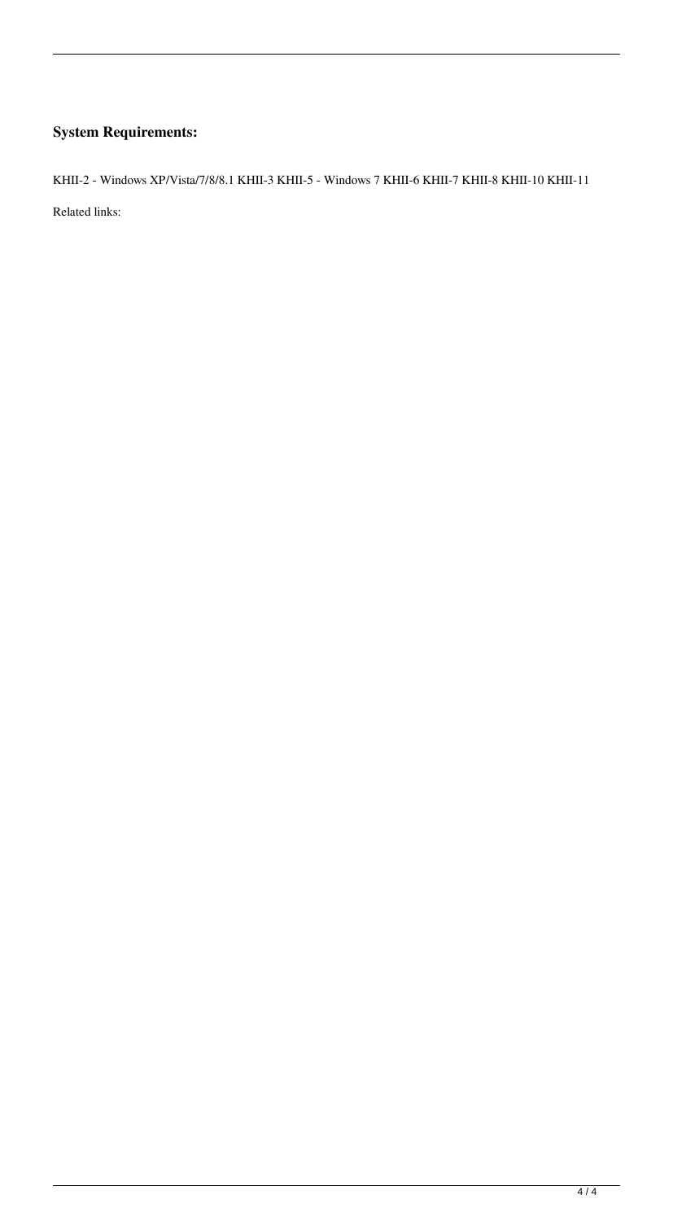### **System Requirements:**

KHII-2 - Windows XP/Vista/7/8/8.1 KHII-3 KHII-5 - Windows 7 KHII-6 KHII-7 KHII-8 KHII-10 KHII-11

Related links: